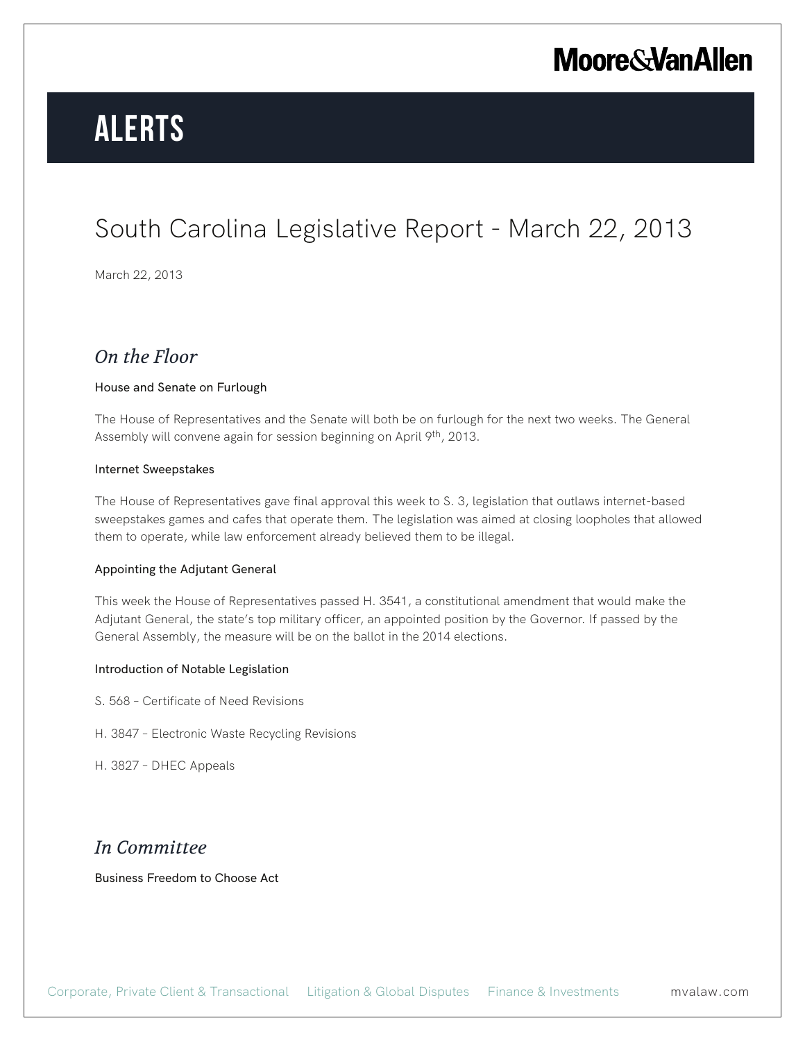# ALERTS

# South Carolina Legislative Report - March 22, 2013

March 22, 2013

## *On the Floor*

### House and Senate on Furlough

The House of Representatives and the Senate will both be on furlough for the next two weeks. The General Assembly will convene again for session beginning on April 9th, 2013.

### Internet Sweepstakes

The House of Representatives gave final approval this week to S. 3, legislation that outlaws internet-based sweepstakes games and cafes that operate them. The legislation was aimed at closing loopholes that allowed them to operate, while law enforcement already believed them to be illegal.

### Appointing the Adjutant General

This week the House of Representatives passed H. 3541, a constitutional amendment that would make the Adjutant General, the state's top military officer, an appointed position by the Governor. If passed by the General Assembly, the measure will be on the ballot in the 2014 elections.

### Introduction of Notable Legislation

S. 568 – Certificate of Need Revisions

H. 3847 – Electronic Waste Recycling Revisions

H. 3827 – DHEC Appeals

## *In Committee*

### Business Freedom to Choose Act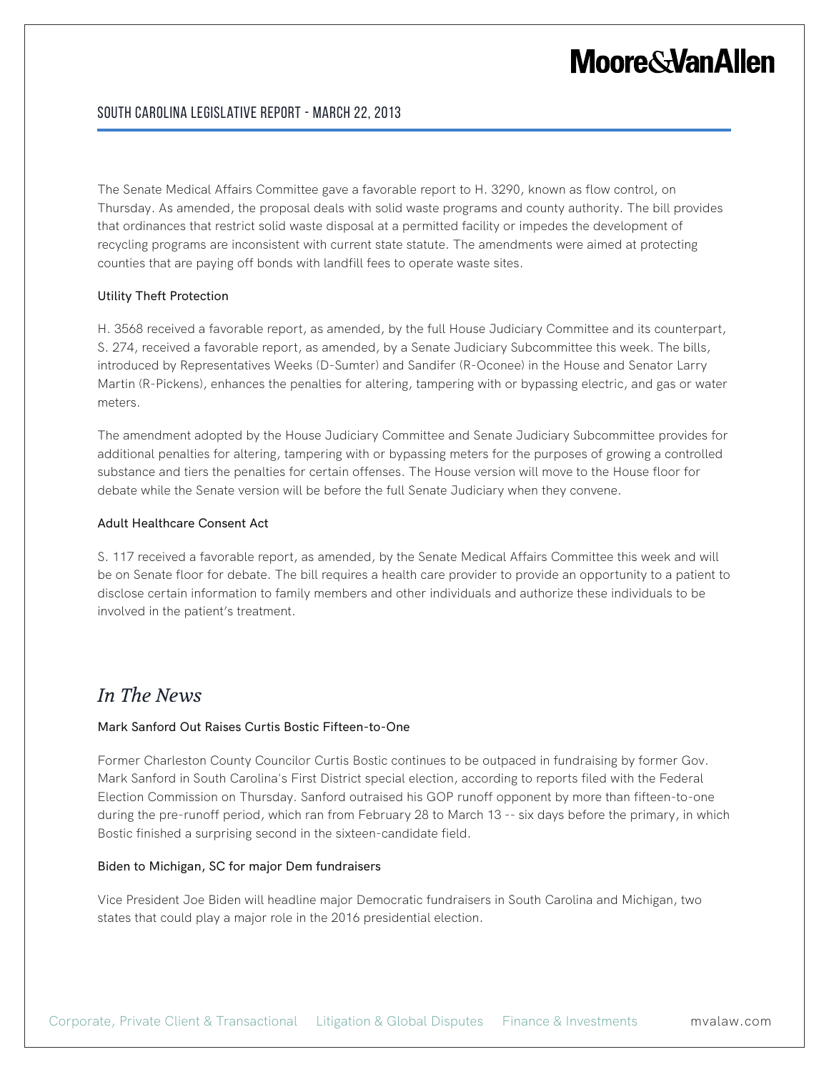The Senate Medical Affairs Committee gave a favorable report to H. 3290, known as flow control, on Thursday. As amended, the proposal deals with solid waste programs and county authority. The bill provides that ordinances that restrict solid waste disposal at a permitted facility or impedes the development of recycling programs are inconsistent with current state statute. The amendments were aimed at protecting counties that are paying off bonds with landfill fees to operate waste sites.

### Utility Theft Protection

H. 3568 received a favorable report, as amended, by the full House Judiciary Committee and its counterpart, S. 274, received a favorable report, as amended, by a Senate Judiciary Subcommittee this week. The bills, introduced by Representatives Weeks (D-Sumter) and Sandifer (R-Oconee) in the House and Senator Larry Martin (R-Pickens), enhances the penalties for altering, tampering with or bypassing electric, and gas or water meters.

The amendment adopted by the House Judiciary Committee and Senate Judiciary Subcommittee provides for additional penalties for altering, tampering with or bypassing meters for the purposes of growing a controlled substance and tiers the penalties for certain offenses. The House version will move to the House floor for debate while the Senate version will be before the full Senate Judiciary when they convene.

### Adult Healthcare Consent Act

S. 117 received a favorable report, as amended, by the Senate Medical Affairs Committee this week and will be on Senate floor for debate. The bill requires a health care provider to provide an opportunity to a patient to disclose certain information to family members and other individuals and authorize these individuals to be involved in the patient's treatment.

## *In The News*

### Mark Sanford Out Raises Curtis Bostic Fifteen-to-One

Former Charleston County Councilor Curtis Bostic continues to be outpaced in fundraising by former Gov. Mark Sanford in South Carolina's First District special election, according to reports filed with the Federal Election Commission on Thursday. Sanford outraised his GOP runoff opponent by more than fifteen-to-one during the pre-runoff period, which ran from February 28 to March 13 -- six days before the primary, in which Bostic finished a surprising second in the sixteen-candidate field.

### Biden to Michigan, SC for major Dem fundraisers

Vice President Joe Biden will headline major Democratic fundraisers in South Carolina and Michigan, two states that could play a major role in the 2016 presidential election.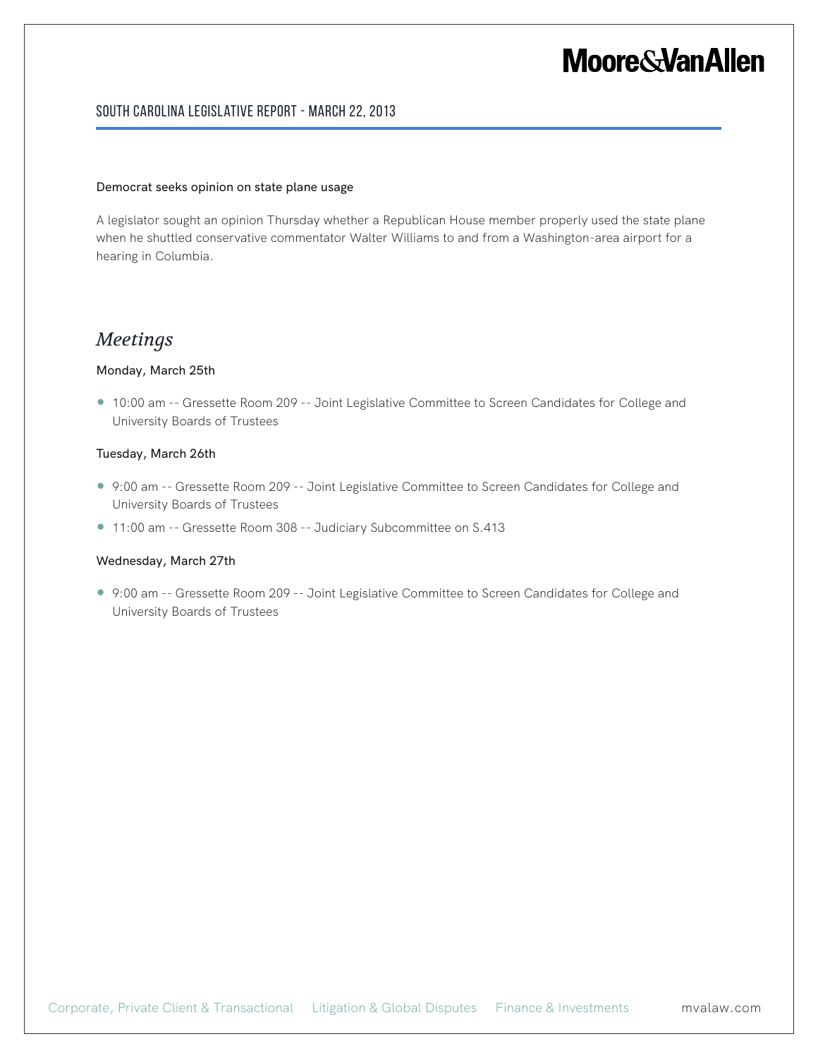### Democrat seeks opinion on state plane usage

A legislator sought an opinion Thursday whether a Republican House member properly used the state plane when he shuttled conservative commentator Walter Williams to and from a Washington-area airport for a hearing in Columbia.

## *Meetings*

### Monday, March 25th

- 10:00 am -- Gressette Room 209 -- Joint Legislative Committee to Screen Candidates for College and University Boards of Trustees

### Tuesday, March 26th

- 9:00 am -- Gressette Room 209 -- Joint Legislative Committee to Screen Candidates for College and University Boards of Trustees
- 11:00 am -- Gressette Room 308 -- Judiciary Subcommittee on S.413

### Wednesday, March 27th

- 9:00 am -- Gressette Room 209 -- Joint Legislative Committee to Screen Candidates for College and University Boards of Trustees